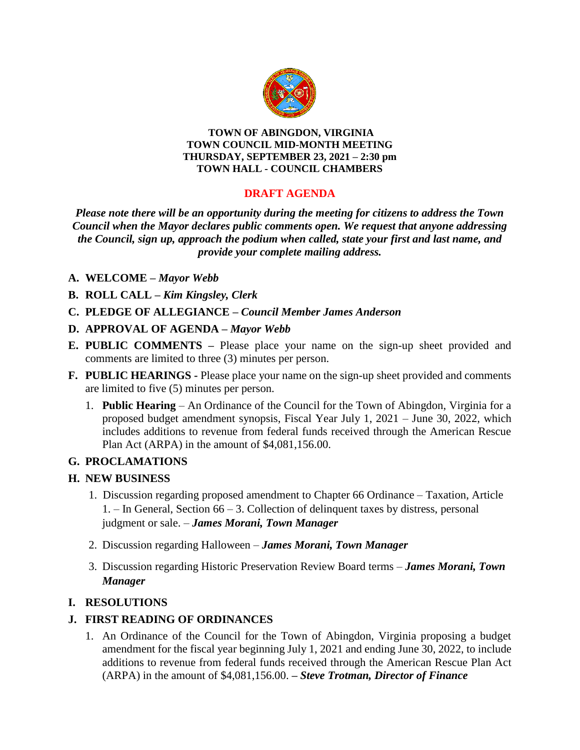**TOWN OF ABINGDON, VIRGINIA**
**TOWN COUNCIL MID-MONTH MEETING**
**THURSDAY, SEPTEMBER 23, 2021 – 2:30 pm**
**TOWN HALL - COUNCIL CHAMBERS**

## DRAFT AGENDA

***Please note there will be an opportunity during the meeting for citizens to address the Town Council when the Mayor declares public comments open. We request that anyone addressing the Council, sign up, approach the podium when called, state your first and last name, and provide your complete mailing address.***

**A. WELCOME –** ***Mayor Webb***

**B. ROLL CALL –** ***Kim Kingsley, Clerk***

**C. PLEDGE OF ALLEGIANCE –** ***Council Member James Anderson***

**D. APPROVAL OF AGENDA –** ***Mayor Webb***

**E. PUBLIC COMMENTS –** Please place your name on the sign-up sheet provided and comments are limited to three (3) minutes per person.

**F. PUBLIC HEARINGS -** Please place your name on the sign-up sheet provided and comments are limited to five (5) minutes per person.

1. **Public Hearing** – An Ordinance of the Council for the Town of Abingdon, Virginia for a proposed budget amendment synopsis, Fiscal Year July 1, 2021 – June 30, 2022, which includes additions to revenue from federal funds received through the American Rescue Plan Act (ARPA) in the amount of $4,081,156.00.

**G. PROCLAMATIONS**

**H. NEW BUSINESS**

1. Discussion regarding proposed amendment to Chapter 66 Ordinance – Taxation, Article 1. – In General, Section 66 – 3. Collection of delinquent taxes by distress, personal judgment or sale. – ***James Morani, Town Manager***
2. Discussion regarding Halloween – ***James Morani, Town Manager***
3. Discussion regarding Historic Preservation Review Board terms – ***James Morani, Town Manager***

**I. RESOLUTIONS**

**J. FIRST READING OF ORDINANCES**

1. An Ordinance of the Council for the Town of Abingdon, Virginia proposing a budget amendment for the fiscal year beginning July 1, 2021 and ending June 30, 2022, to include additions to revenue from federal funds received through the American Rescue Plan Act (ARPA) in the amount of $4,081,156.00. **–** ***Steve Trotman, Director of Finance***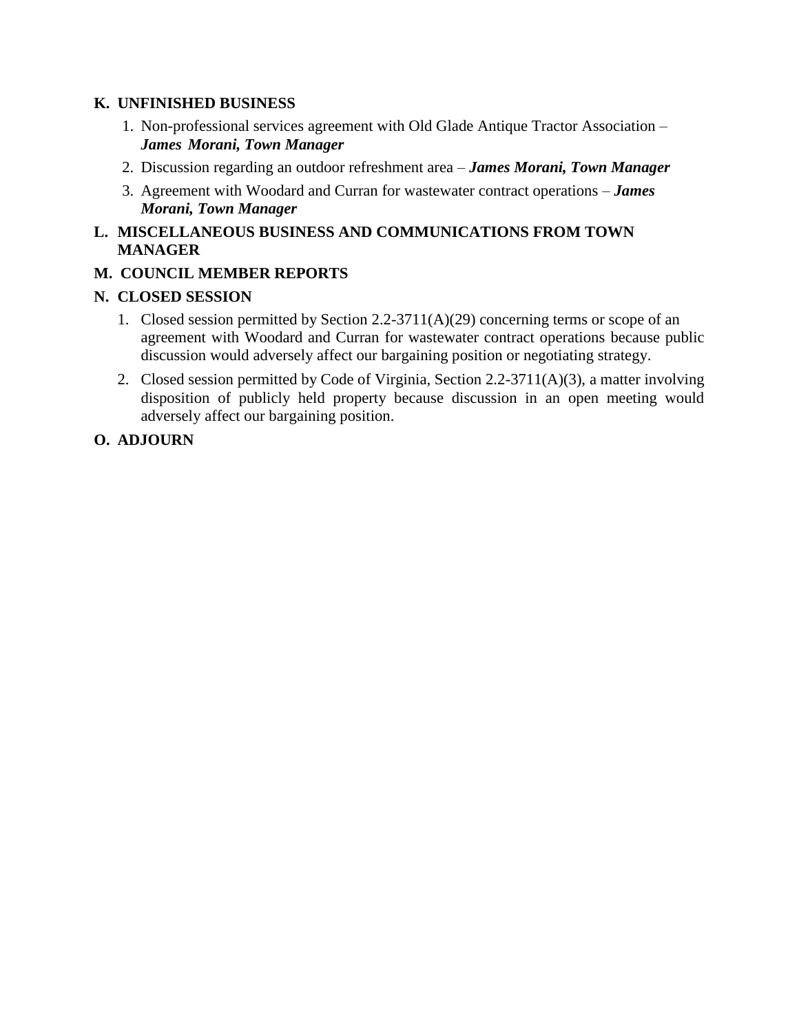**K. UNFINISHED BUSINESS**

1. Non-professional services agreement with Old Glade Antique Tractor Association – ***James Morani, Town Manager***
2. Discussion regarding an outdoor refreshment area – ***James Morani, Town Manager***
3. Agreement with Woodard and Curran for wastewater contract operations – ***James Morani, Town Manager***

**L. MISCELLANEOUS BUSINESS AND COMMUNICATIONS FROM TOWN MANAGER**

**M. COUNCIL MEMBER REPORTS**

**N. CLOSED SESSION**

1. Closed session permitted by Section 2.2-3711(A)(29) concerning terms or scope of an agreement with Woodard and Curran for wastewater contract operations because public discussion would adversely affect our bargaining position or negotiating strategy.
2. Closed session permitted by Code of Virginia, Section 2.2-3711(A)(3), a matter involving disposition of publicly held property because discussion in an open meeting would adversely affect our bargaining position.

**O. ADJOURN**